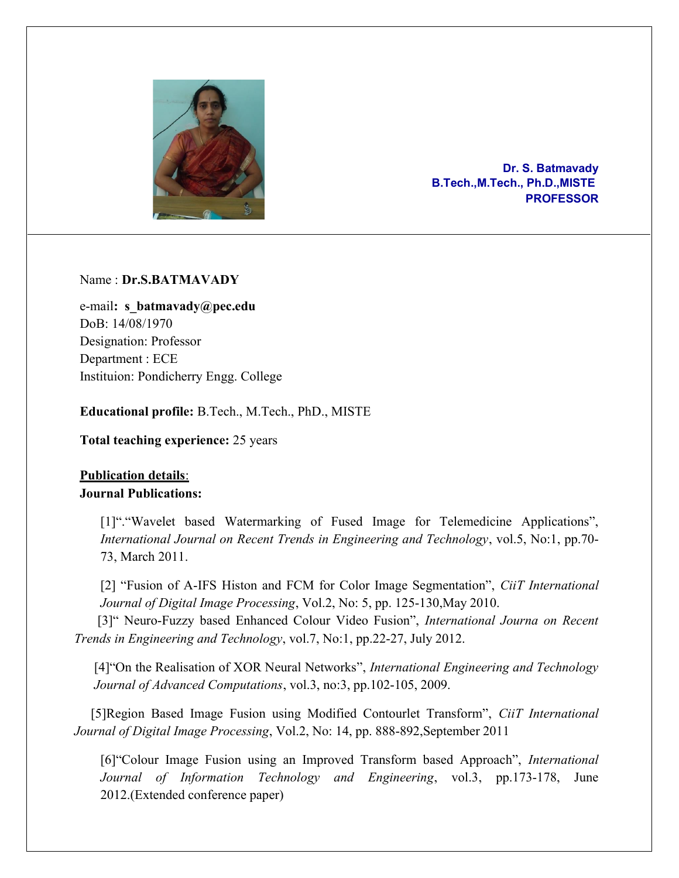**Dr. S. Batmavady**
**B.Tech.,M.Tech., Ph.D.,MISTE**
**PROFESSOR**

Name : **Dr.S.BATMAVADY**

e-mail**: s_batmavady@pec.edu**
DoB: 14/08/1970
Designation: Professor
Department : ECE
Instituion: Pondicherry Engg. College

**Educational profile:** B.Tech., M.Tech., PhD., MISTE

**Total teaching experience:** 25 years

**Publication details**:

**Journal Publications:**

[1]".“Wavelet based Watermarking of Fused Image for Telemedicine Applications”, *International Journal on Recent Trends in Engineering and Technology*, vol.5, No:1, pp.70-73, March 2011.

[2] “Fusion of A-IFS Histon and FCM for Color Image Segmentation”, *CiiT International Journal of Digital Image Processing*, Vol.2, No: 5, pp. 125-130,May 2010.

[3]“ Neuro-Fuzzy based Enhanced Colour Video Fusion”, *International Journa on Recent Trends in Engineering and Technology*, vol.7, No:1, pp.22-27, July 2012.

[4]“On the Realisation of XOR Neural Networks”, *International Engineering and Technology Journal of Advanced Computations*, vol.3, no:3, pp.102-105, 2009.

[5]Region Based Image Fusion using Modified Contourlet Transform”, *CiiT International Journal of Digital Image Processing*, Vol.2, No: 14, pp. 888-892,September 2011

[6]“Colour Image Fusion using an Improved Transform based Approach”, *International Journal of Information Technology and Engineering*, vol.3, pp.173-178, June 2012.(Extended conference paper)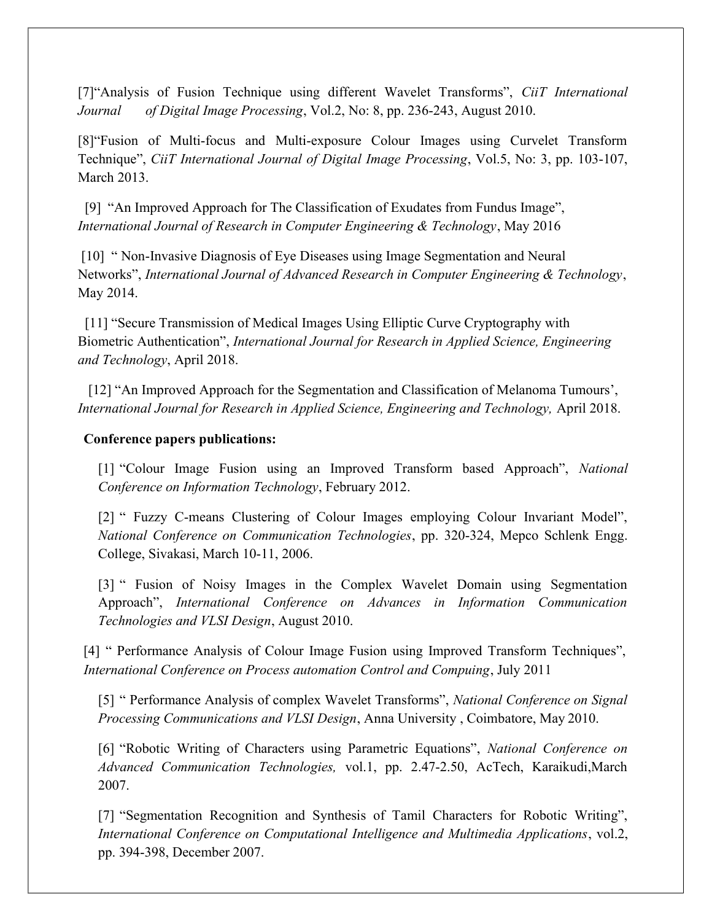[7]"Analysis of Fusion Technique using different Wavelet Transforms", *CiiT International Journal of Digital Image Processing*, Vol.2, No: 8, pp. 236-243, August 2010.

[8]"Fusion of Multi-focus and Multi-exposure Colour Images using Curvelet Transform Technique", *CiiT International Journal of Digital Image Processing*, Vol.5, No: 3, pp. 103-107, March 2013.

[9] "An Improved Approach for The Classification of Exudates from Fundus Image", *International Journal of Research in Computer Engineering & Technology*, May 2016

[10] " Non-Invasive Diagnosis of Eye Diseases using Image Segmentation and Neural Networks", *International Journal of Advanced Research in Computer Engineering & Technology*, May 2014.

[11] "Secure Transmission of Medical Images Using Elliptic Curve Cryptography with Biometric Authentication", *International Journal for Research in Applied Science, Engineering and Technology*, April 2018.

[12] "An Improved Approach for the Segmentation and Classification of Melanoma Tumours', *International Journal for Research in Applied Science, Engineering and Technology,* April 2018.

**Conference papers publications:**

[1] "Colour Image Fusion using an Improved Transform based Approach", *National Conference on Information Technology*, February 2012.

[2] " Fuzzy C-means Clustering of Colour Images employing Colour Invariant Model", *National Conference on Communication Technologies*, pp. 320-324, Mepco Schlenk Engg. College, Sivakasi, March 10-11, 2006.

[3] " Fusion of Noisy Images in the Complex Wavelet Domain using Segmentation Approach", *International Conference on Advances in Information Communication Technologies and VLSI Design*, August 2010.

[4] " Performance Analysis of Colour Image Fusion using Improved Transform Techniques", *International Conference on Process automation Control and Compuing*, July 2011

[5] " Performance Analysis of complex Wavelet Transforms", *National Conference on Signal Processing Communications and VLSI Design*, Anna University , Coimbatore, May 2010.

[6] "Robotic Writing of Characters using Parametric Equations", *National Conference on Advanced Communication Technologies,* vol.1, pp. 2.47-2.50, AcTech, Karaikudi,March 2007.

[7] "Segmentation Recognition and Synthesis of Tamil Characters for Robotic Writing", *International Conference on Computational Intelligence and Multimedia Applications*, vol.2, pp. 394-398, December 2007.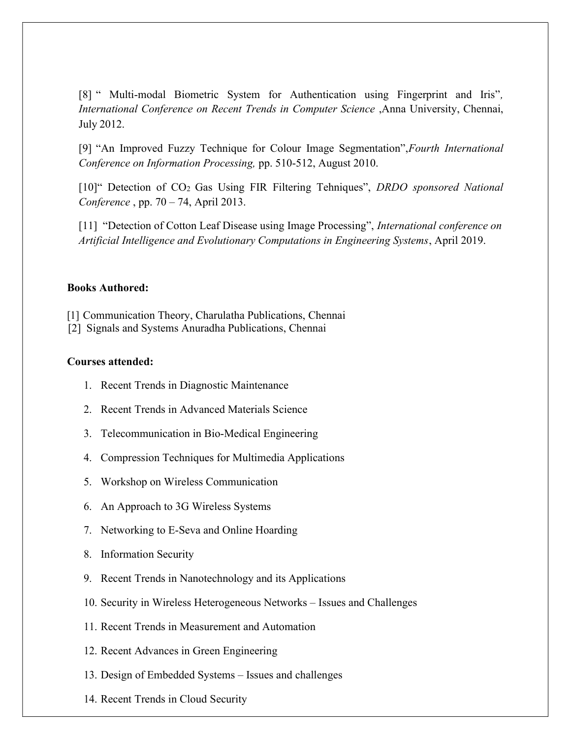[8] " Multi-modal Biometric System for Authentication using Fingerprint and Iris", *International Conference on Recent Trends in Computer Science* ,Anna University, Chennai, July 2012.

[9] "An Improved Fuzzy Technique for Colour Image Segmentation",*Fourth International Conference on Information Processing,* pp. 510-512, August 2010.

[10]" Detection of $CO_2$ Gas Using FIR Filtering Tehniques", *DRDO sponsored National Conference* , pp. 70 – 74, April 2013.

[11] "Detection of Cotton Leaf Disease using Image Processing", *International conference on Artificial Intelligence and Evolutionary Computations in Engineering Systems*, April 2019.

**Books Authored:**

[1] Communication Theory, Charulatha Publications, Chennai
[2] Signals and Systems Anuradha Publications, Chennai

**Courses attended:**

1. Recent Trends in Diagnostic Maintenance
2. Recent Trends in Advanced Materials Science
3. Telecommunication in Bio-Medical Engineering
4. Compression Techniques for Multimedia Applications
5. Workshop on Wireless Communication
6. An Approach to 3G Wireless Systems
7. Networking to E-Seva and Online Hoarding
8. Information Security
9. Recent Trends in Nanotechnology and its Applications
10. Security in Wireless Heterogeneous Networks – Issues and Challenges
11. Recent Trends in Measurement and Automation
12. Recent Advances in Green Engineering
13. Design of Embedded Systems – Issues and challenges
14. Recent Trends in Cloud Security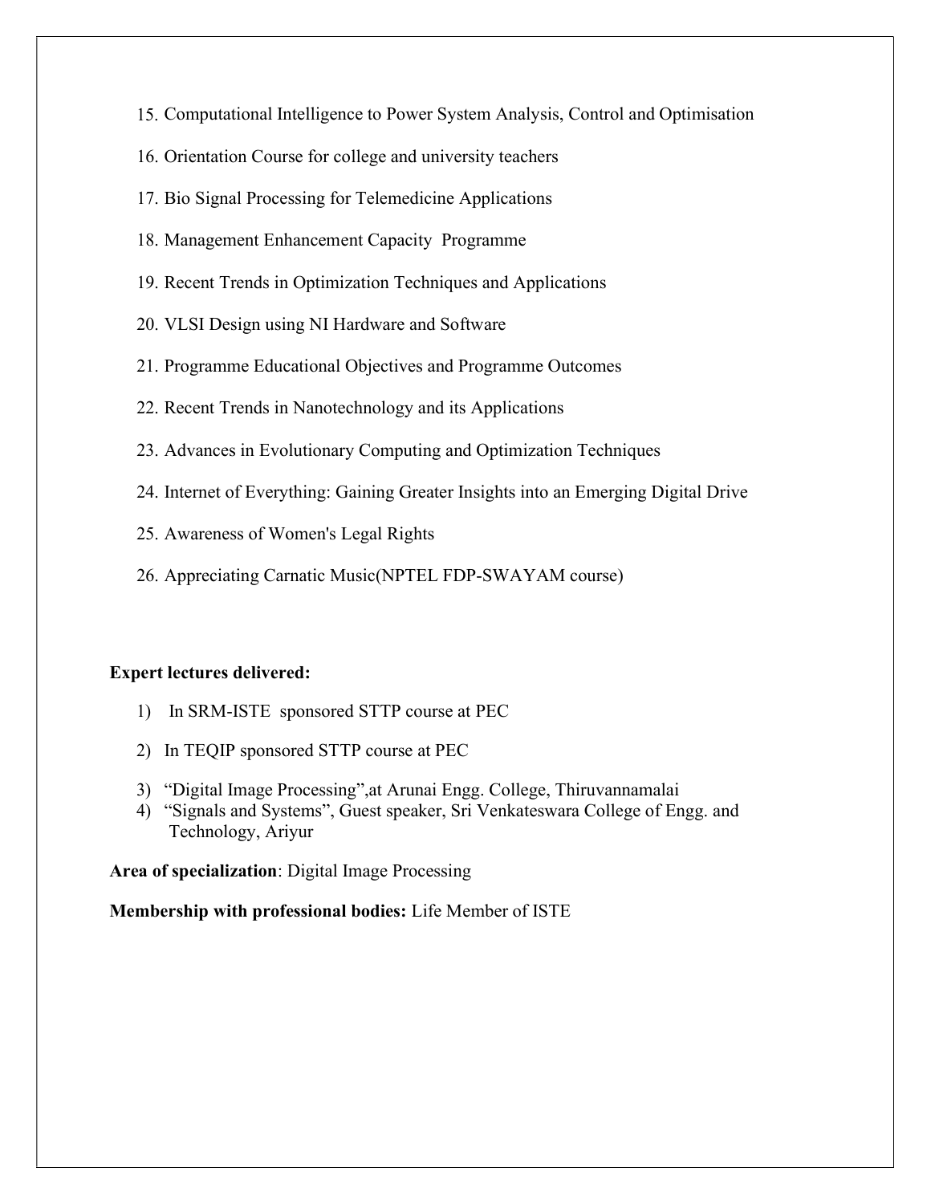15. Computational Intelligence to Power System Analysis, Control and Optimisation
16. Orientation Course for college and university teachers
17. Bio Signal Processing for Telemedicine Applications
18. Management Enhancement Capacity Programme
19. Recent Trends in Optimization Techniques and Applications
20. VLSI Design using NI Hardware and Software
21. Programme Educational Objectives and Programme Outcomes
22. Recent Trends in Nanotechnology and its Applications
23. Advances in Evolutionary Computing and Optimization Techniques
24. Internet of Everything: Gaining Greater Insights into an Emerging Digital Drive
25. Awareness of Women's Legal Rights
26. Appreciating Carnatic Music(NPTEL FDP-SWAYAM course)

**Expert lectures delivered:**

1) In SRM-ISTE sponsored STTP course at PEC
2) In TEQIP sponsored STTP course at PEC
3) "Digital Image Processing",at Arunai Engg. College, Thiruvannamalai
4) "Signals and Systems", Guest speaker, Sri Venkateswara College of Engg. and Technology, Ariyur

**Area of specialization**: Digital Image Processing

**Membership with professional bodies:** Life Member of ISTE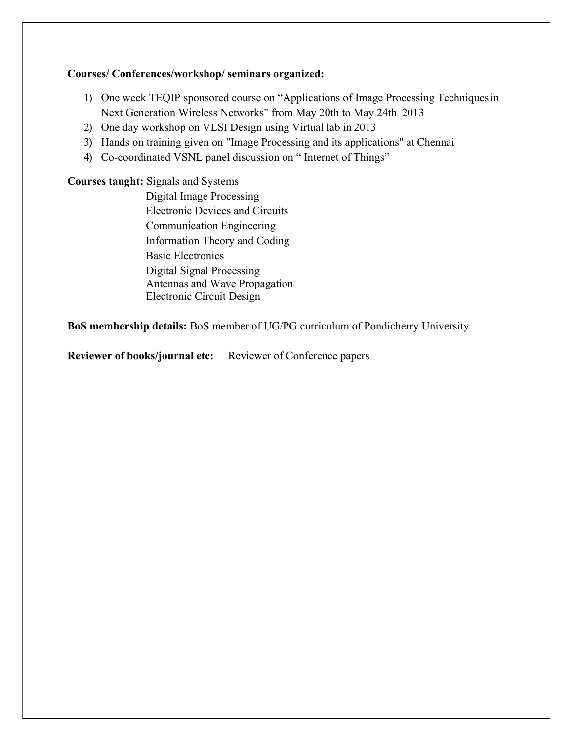**Courses/ Conferences/workshop/ seminars organized:**

1) One week TEQIP sponsored course on "Applications of Image Processing Techniques in Next Generation Wireless Networks" from May 20th to May 24th 2013
2) One day workshop on VLSI Design using Virtual lab in 2013
3) Hands on training given on "Image Processing and its applications" at Chennai
4) Co-coordinated VSNL panel discussion on " Internet of Things"

**Courses taught:** Signals and Systems
Digital Image Processing
Electronic Devices and Circuits
Communication Engineering
Information Theory and Coding
Basic Electronics
Digital Signal Processing
Antennas and Wave Propagation
Electronic Circuit Design

**BoS membership details:** BoS member of UG/PG curriculum of Pondicherry University

**Reviewer of books/journal etc:** Reviewer of Conference papers